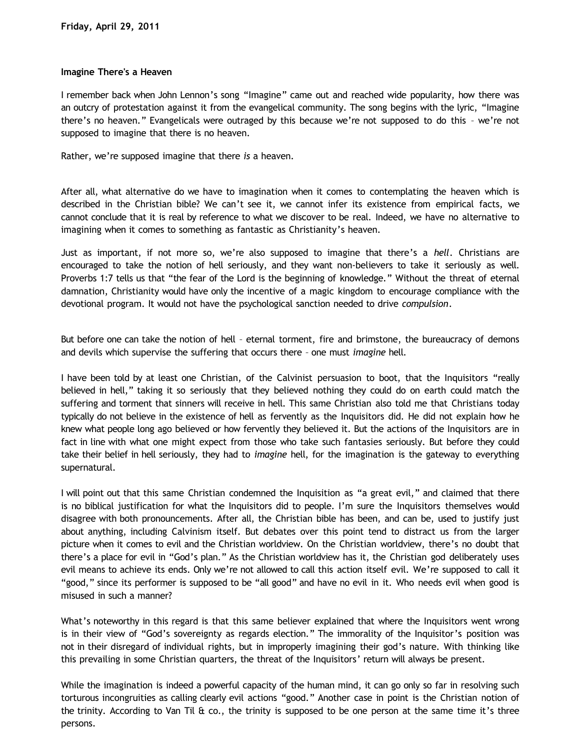Friday, April 29, 2011

**Imagine There's a Heaven**

I remember back when John Lennon's song "Imagine" came out and reached wide popularity, how there was an outcry of protestation against it from the evangelical community. The song begins with the lyric, "Imagine there's no heaven." Evangelicals were outraged by this because we're not supposed to do this – we're not supposed to imagine that there is no heaven.

Rather, we're supposed imagine that there *is* a heaven.

After all, what alternative do we have to imagination when it comes to contemplating the heaven which is described in the Christian bible? We can't see it, we cannot infer its existence from empirical facts, we cannot conclude that it is real by reference to what we discover to be real. Indeed, we have no alternative to imagining when it comes to something as fantastic as Christianity's heaven.

Just as important, if not more so, we're also supposed to imagine that there's a *hell*. Christians are encouraged to take the notion of hell seriously, and they want non-believers to take it seriously as well. Proverbs 1:7 tells us that "the fear of the Lord is the beginning of knowledge." Without the threat of eternal damnation, Christianity would have only the incentive of a magic kingdom to encourage compliance with the devotional program. It would not have the psychological sanction needed to drive *compulsion*.

But before one can take the notion of hell – eternal torment, fire and brimstone, the bureaucracy of demons and devils which supervise the suffering that occurs there – one must *imagine* hell.

I have been told by at least one Christian, of the Calvinist persuasion to boot, that the Inquisitors "really believed in hell," taking it so seriously that they believed nothing they could do on earth could match the suffering and torment that sinners will receive in hell. This same Christian also told me that Christians today typically do not believe in the existence of hell as fervently as the Inquisitors did. He did not explain how he knew what people long ago believed or how fervently they believed it. But the actions of the Inquisitors are in fact in line with what one might expect from those who take such fantasies seriously. But before they could take their belief in hell seriously, they had to *imagine* hell, for the imagination is the gateway to everything supernatural.

I will point out that this same Christian condemned the Inquisition as "a great evil," and claimed that there is no biblical justification for what the Inquisitors did to people. I'm sure the Inquisitors themselves would disagree with both pronouncements. After all, the Christian bible has been, and can be, used to justify just about anything, including Calvinism itself. But debates over this point tend to distract us from the larger picture when it comes to evil and the Christian worldview. On the Christian worldview, there's no doubt that there's a place for evil in "God's plan." As the Christian worldview has it, the Christian god deliberately uses evil means to achieve its ends. Only we're not allowed to call this action itself evil. We're supposed to call it "good," since its performer is supposed to be "all good" and have no evil in it. Who needs evil when good is misused in such a manner?

What's noteworthy in this regard is that this same believer explained that where the Inquisitors went wrong is in their view of "God's sovereignty as regards election." The immorality of the Inquisitor's position was not in their disregard of individual rights, but in improperly imagining their god's nature. With thinking like this prevailing in some Christian quarters, the threat of the Inquisitors' return will always be present.

While the imagination is indeed a powerful capacity of the human mind, it can go only so far in resolving such torturous incongruities as calling clearly evil actions "good." Another case in point is the Christian notion of the trinity. According to Van Til & co., the trinity is supposed to be one person at the same time it's three persons.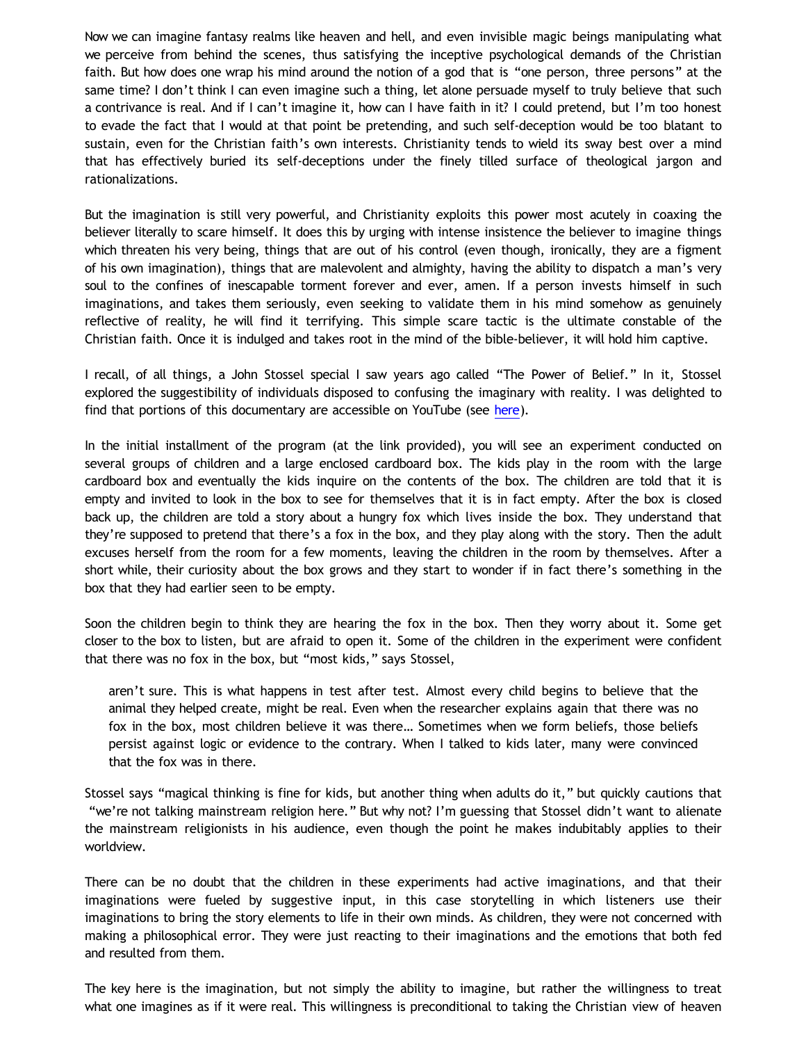Now we can imagine fantasy realms like heaven and hell, and even invisible magic beings manipulating what we perceive from behind the scenes, thus satisfying the inceptive psychological demands of the Christian faith. But how does one wrap his mind around the notion of a god that is "one person, three persons" at the same time? I don't think I can even imagine such a thing, let alone persuade myself to truly believe that such a contrivance is real. And if I can't imagine it, how can I have faith in it? I could pretend, but I'm too honest to evade the fact that I would at that point be pretending, and such self-deception would be too blatant to sustain, even for the Christian faith's own interests. Christianity tends to wield its sway best over a mind that has effectively buried its self-deceptions under the finely tilled surface of theological jargon and rationalizations.

But the imagination is still very powerful, and Christianity exploits this power most acutely in coaxing the believer literally to scare himself. It does this by urging with intense insistence the believer to imagine things which threaten his very being, things that are out of his control (even though, ironically, they are a figment of his own imagination), things that are malevolent and almighty, having the ability to dispatch a man's very soul to the confines of inescapable torment forever and ever, amen. If a person invests himself in such imaginations, and takes them seriously, even seeking to validate them in his mind somehow as genuinely reflective of reality, he will find it terrifying. This simple scare tactic is the ultimate constable of the Christian faith. Once it is indulged and takes root in the mind of the bible-believer, it will hold him captive.

I recall, of all things, a John Stossel special I saw years ago called "The Power of Belief." In it, Stossel explored the suggestibility of individuals disposed to confusing the imaginary with reality. I was delighted to find that portions of this documentary are accessible on YouTube (see [here]).

In the initial installment of the program (at the link provided), you will see an experiment conducted on several groups of children and a large enclosed cardboard box. The kids play in the room with the large cardboard box and eventually the kids inquire on the contents of the box. The children are told that it is empty and invited to look in the box to see for themselves that it is in fact empty. After the box is closed back up, the children are told a story about a hungry fox which lives inside the box. They understand that they're supposed to pretend that there's a fox in the box, and they play along with the story. Then the adult excuses herself from the room for a few moments, leaving the children in the room by themselves. After a short while, their curiosity about the box grows and they start to wonder if in fact there's something in the box that they had earlier seen to be empty.

Soon the children begin to think they are hearing the fox in the box. Then they worry about it. Some get closer to the box to listen, but are afraid to open it. Some of the children in the experiment were confident that there was no fox in the box, but "most kids," says Stossel,

> aren't sure. This is what happens in test after test. Almost every child begins to believe that the animal they helped create, might be real. Even when the researcher explains again that there was no fox in the box, most children believe it was there… Sometimes when we form beliefs, those beliefs persist against logic or evidence to the contrary. When I talked to kids later, many were convinced that the fox was in there.

Stossel says "magical thinking is fine for kids, but another thing when adults do it," but quickly cautions that "we're not talking mainstream religion here." But why not? I'm guessing that Stossel didn't want to alienate the mainstream religionists in his audience, even though the point he makes indubitably applies to their worldview.

There can be no doubt that the children in these experiments had active imaginations, and that their imaginations were fueled by suggestive input, in this case storytelling in which listeners use their imaginations to bring the story elements to life in their own minds. As children, they were not concerned with making a philosophical error. They were just reacting to their imaginations and the emotions that both fed and resulted from them.

The key here is the imagination, but not simply the ability to imagine, but rather the willingness to treat what one imagines as if it were real. This willingness is preconditional to taking the Christian view of heaven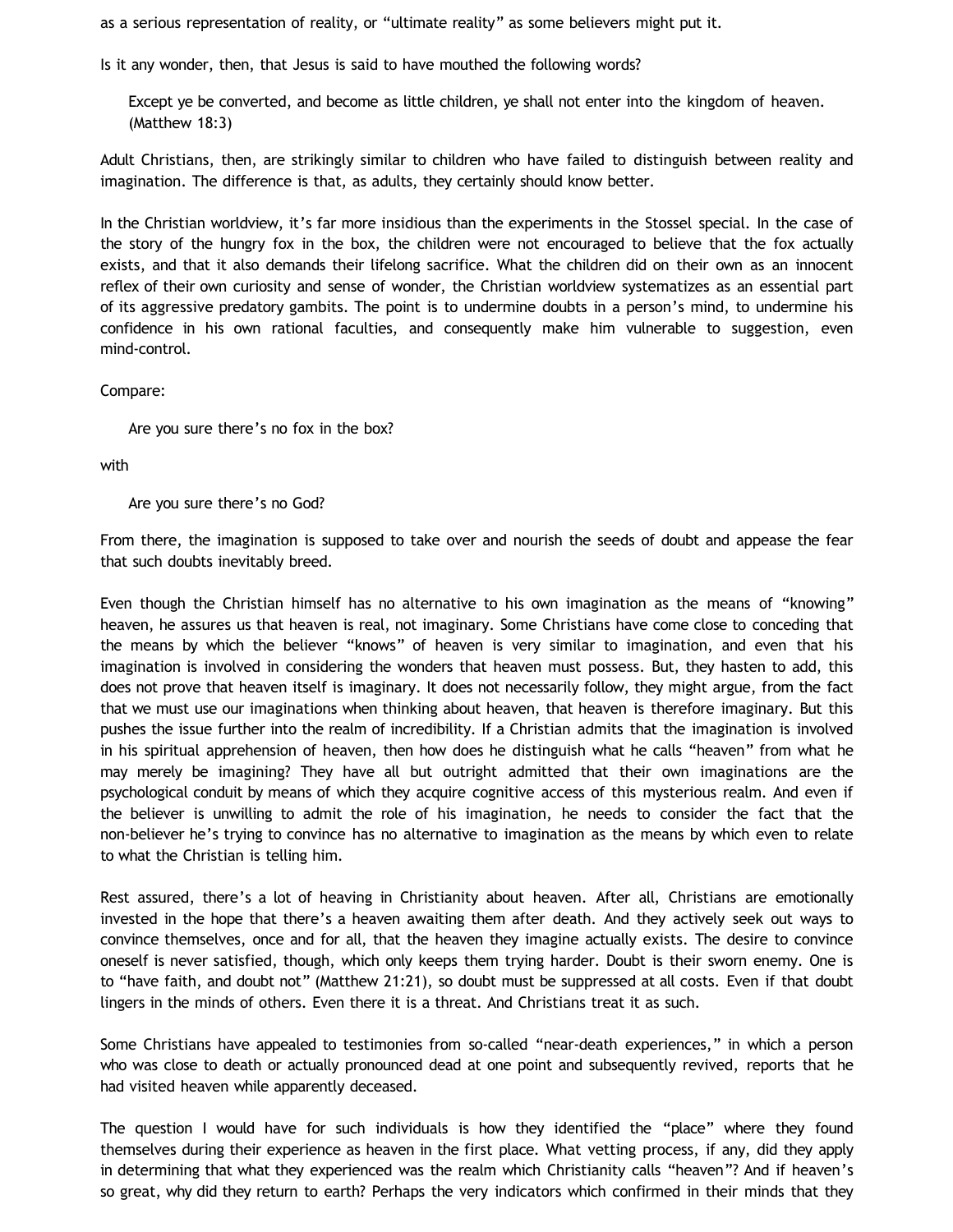as a serious representation of reality, or “ultimate reality” as some believers might put it.

Is it any wonder, then, that Jesus is said to have mouthed the following words?

> Except ye be converted, and become as little children, ye shall not enter into the kingdom of heaven. (Matthew 18:3)

Adult Christians, then, are strikingly similar to children who have failed to distinguish between reality and imagination. The difference is that, as adults, they certainly should know better.

In the Christian worldview, it’s far more insidious than the experiments in the Stossel special. In the case of the story of the hungry fox in the box, the children were not encouraged to believe that the fox actually exists, and that it also demands their lifelong sacrifice. What the children did on their own as an innocent reflex of their own curiosity and sense of wonder, the Christian worldview systematizes as an essential part of its aggressive predatory gambits. The point is to undermine doubts in a person’s mind, to undermine his confidence in his own rational faculties, and consequently make him vulnerable to suggestion, even mind-control.

Compare:

> Are you sure there’s no fox in the box?

with

> Are you sure there’s no God?

From there, the imagination is supposed to take over and nourish the seeds of doubt and appease the fear that such doubts inevitably breed.

Even though the Christian himself has no alternative to his own imagination as the means of “knowing” heaven, he assures us that heaven is real, not imaginary. Some Christians have come close to conceding that the means by which the believer “knows” of heaven is very similar to imagination, and even that his imagination is involved in considering the wonders that heaven must possess. But, they hasten to add, this does not prove that heaven itself is imaginary. It does not necessarily follow, they might argue, from the fact that we must use our imaginations when thinking about heaven, that heaven is therefore imaginary. But this pushes the issue further into the realm of incredibility. If a Christian admits that the imagination is involved in his spiritual apprehension of heaven, then how does he distinguish what he calls “heaven” from what he may merely be imagining? They have all but outright admitted that their own imaginations are the psychological conduit by means of which they acquire cognitive access of this mysterious realm. And even if the believer is unwilling to admit the role of his imagination, he needs to consider the fact that the non-believer he’s trying to convince has no alternative to imagination as the means by which even to relate to what the Christian is telling him.

Rest assured, there’s a lot of heaving in Christianity about heaven. After all, Christians are emotionally invested in the hope that there’s a heaven awaiting them after death. And they actively seek out ways to convince themselves, once and for all, that the heaven they imagine actually exists. The desire to convince oneself is never satisfied, though, which only keeps them trying harder. Doubt is their sworn enemy. One is to “have faith, and doubt not” (Matthew 21:21), so doubt must be suppressed at all costs. Even if that doubt lingers in the minds of others. Even there it is a threat. And Christians treat it as such.

Some Christians have appealed to testimonies from so-called “near-death experiences,” in which a person who was close to death or actually pronounced dead at one point and subsequently revived, reports that he had visited heaven while apparently deceased.

The question I would have for such individuals is how they identified the “place” where they found themselves during their experience as heaven in the first place. What vetting process, if any, did they apply in determining that what they experienced was the realm which Christianity calls “heaven”? And if heaven’s so great, why did they return to earth? Perhaps the very indicators which confirmed in their minds that they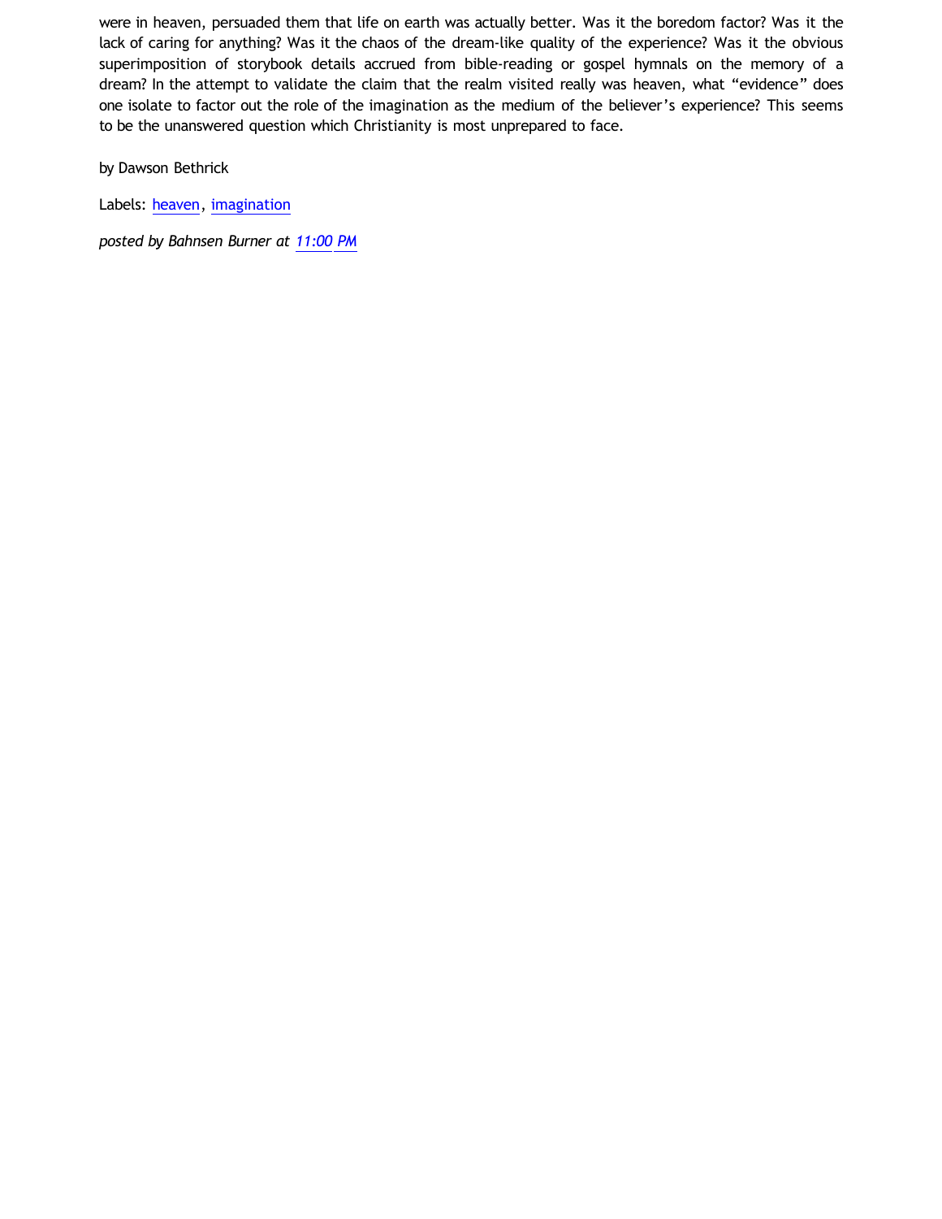were in heaven, persuaded them that life on earth was actually better. Was it the boredom factor? Was it the lack of caring for anything? Was it the chaos of the dream-like quality of the experience? Was it the obvious superimposition of storybook details accrued from bible-reading or gospel hymnals on the memory of a dream? In the attempt to validate the claim that the realm visited really was heaven, what "evidence" does one isolate to factor out the role of the imagination as the medium of the believer's experience? This seems to be the unanswered question which Christianity is most unprepared to face.

by Dawson Bethrick

Labels: heaven, imagination

*posted by Bahnsen Burner at 11:00 PM*